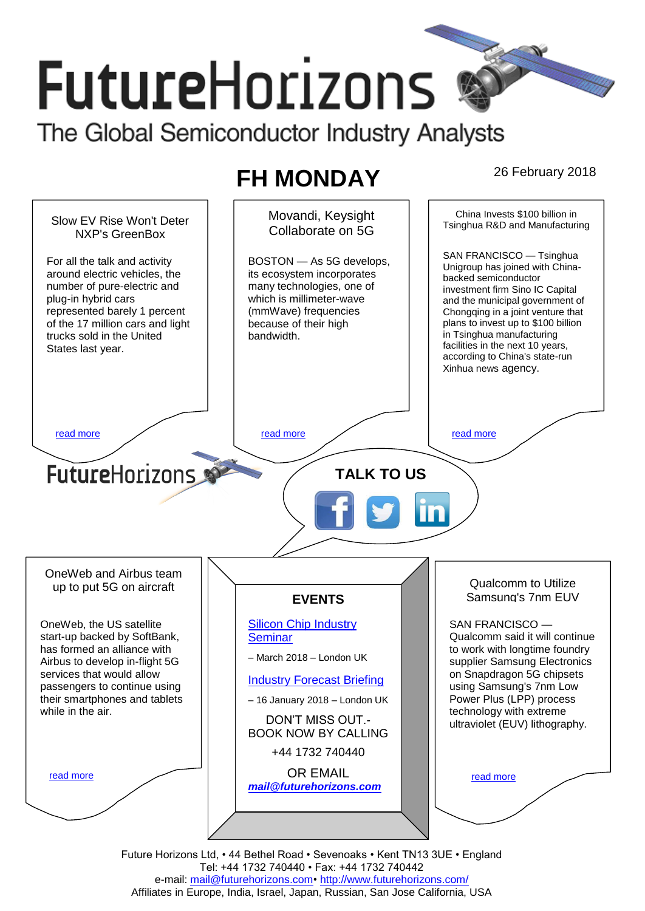# FutureHorizons

The Global Semiconductor Industry Analysts

## FH MONDAY

26 February 2018

### Slow EV Rise Won't Deter NXP's GreenBox

For all the talk and activity around electric vehicles, the number of pure-electric and plug-in hybrid cars represented barely 1 percent of the 17 million cars and light trucks sold in the United States last year.

read more

### Movandi, Keysight Collaborate on 5G

BOSTON — As 5G develops, its ecosystem incorporates many technologies, one of which is millimeter-wave (mmWave) frequencies because of their high bandwidth.

read more

### China Invests $100 billion in Tsinghua R&D and Manufacturing

SAN FRANCISCO — Tsinghua Unigroup has joined with China-backed semiconductor investment firm Sino IC Capital and the municipal government of Chongqing in a joint venture that plans to invest up to $100 billion in Tsinghua manufacturing facilities in the next 10 years, according to China's state-run Xinhua news agency.

read more

FutureHorizons

**TALK TO US**

### OneWeb and Airbus team up to put 5G on aircraft

OneWeb, the US satellite start-up backed by SoftBank, has formed an alliance with Airbus to develop in-flight 5G services that would allow passengers to continue using their smartphones and tablets while in the air.

read more

### EVENTS

Silicon Chip Industry Seminar

– March 2018 – London UK

Industry Forecast Briefing

– 16 January 2018 – London UK

DON'T MISS OUT.- BOOK NOW BY CALLING

+44 1732 740440

OR EMAIL

***mail@futurehorizons.com***

### Qualcomm to Utilize Samsung's 7nm EUV

SAN FRANCISCO — Qualcomm said it will continue with longtime foundry supplier Samsung Electronics on Snapdragon 5G chipsets using Samsung's 7nm Low Power Plus (LPP) process technology with extreme ultraviolet (EUV) lithography.

read more

Future Horizons Ltd, • 44 Bethel Road • Sevenoaks • Kent TN13 3UE • England
Tel: +44 1732 740440 • Fax: +44 1732 740442
e-mail: mail@futurehorizons.com• http://www.futurehorizons.com/
Affiliates in Europe, India, Israel, Japan, Russian, San Jose California, USA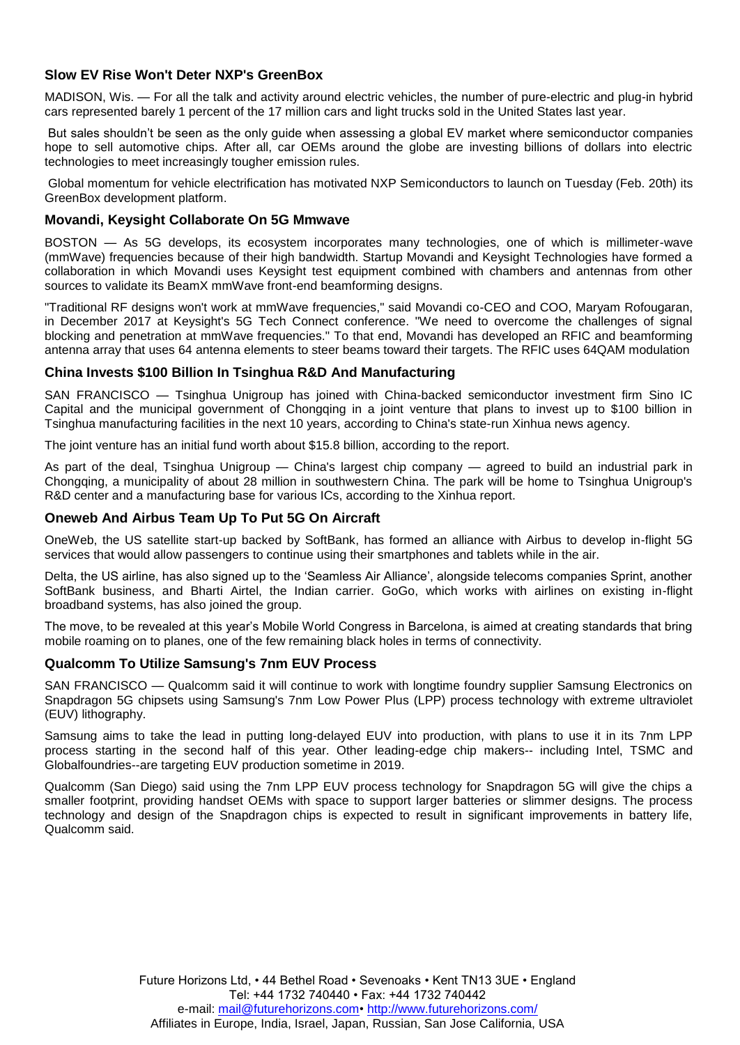### Slow EV Rise Won't Deter NXP's GreenBox

MADISON, Wis. — For all the talk and activity around electric vehicles, the number of pure-electric and plug-in hybrid cars represented barely 1 percent of the 17 million cars and light trucks sold in the United States last year.

But sales shouldn't be seen as the only guide when assessing a global EV market where semiconductor companies hope to sell automotive chips. After all, car OEMs around the globe are investing billions of dollars into electric technologies to meet increasingly tougher emission rules.

Global momentum for vehicle electrification has motivated NXP Semiconductors to launch on Tuesday (Feb. 20th) its GreenBox development platform.

### Movandi, Keysight Collaborate On 5G Mmwave

BOSTON — As 5G develops, its ecosystem incorporates many technologies, one of which is millimeter-wave (mmWave) frequencies because of their high bandwidth. Startup Movandi and Keysight Technologies have formed a collaboration in which Movandi uses Keysight test equipment combined with chambers and antennas from other sources to validate its BeamX mmWave front-end beamforming designs.

"Traditional RF designs won't work at mmWave frequencies," said Movandi co-CEO and COO, Maryam Rofougaran, in December 2017 at Keysight's 5G Tech Connect conference. "We need to overcome the challenges of signal blocking and penetration at mmWave frequencies." To that end, Movandi has developed an RFIC and beamforming antenna array that uses 64 antenna elements to steer beams toward their targets. The RFIC uses 64QAM modulation

### China Invests $100 Billion In Tsinghua R&D And Manufacturing

SAN FRANCISCO — Tsinghua Unigroup has joined with China-backed semiconductor investment firm Sino IC Capital and the municipal government of Chongqing in a joint venture that plans to invest up to $100 billion in Tsinghua manufacturing facilities in the next 10 years, according to China's state-run Xinhua news agency.

The joint venture has an initial fund worth about $15.8 billion, according to the report.

As part of the deal, Tsinghua Unigroup — China's largest chip company — agreed to build an industrial park in Chongqing, a municipality of about 28 million in southwestern China. The park will be home to Tsinghua Unigroup's R&D center and a manufacturing base for various ICs, according to the Xinhua report.

### Oneweb And Airbus Team Up To Put 5G On Aircraft

OneWeb, the US satellite start-up backed by SoftBank, has formed an alliance with Airbus to develop in-flight 5G services that would allow passengers to continue using their smartphones and tablets while in the air.

Delta, the US airline, has also signed up to the 'Seamless Air Alliance', alongside telecoms companies Sprint, another SoftBank business, and Bharti Airtel, the Indian carrier. GoGo, which works with airlines on existing in-flight broadband systems, has also joined the group.

The move, to be revealed at this year's Mobile World Congress in Barcelona, is aimed at creating standards that bring mobile roaming on to planes, one of the few remaining black holes in terms of connectivity.

### Qualcomm To Utilize Samsung's 7nm EUV Process

SAN FRANCISCO — Qualcomm said it will continue to work with longtime foundry supplier Samsung Electronics on Snapdragon 5G chipsets using Samsung's 7nm Low Power Plus (LPP) process technology with extreme ultraviolet (EUV) lithography.

Samsung aims to take the lead in putting long-delayed EUV into production, with plans to use it in its 7nm LPP process starting in the second half of this year. Other leading-edge chip makers-- including Intel, TSMC and Globalfoundries--are targeting EUV production sometime in 2019.

Qualcomm (San Diego) said using the 7nm LPP EUV process technology for Snapdragon 5G will give the chips a smaller footprint, providing handset OEMs with space to support larger batteries or slimmer designs. The process technology and design of the Snapdragon chips is expected to result in significant improvements in battery life, Qualcomm said.

Future Horizons Ltd, • 44 Bethel Road • Sevenoaks • Kent TN13 3UE • England
Tel: +44 1732 740440 • Fax: +44 1732 740442
e-mail: mail@futurehorizons.com• http://www.futurehorizons.com/
Affiliates in Europe, India, Israel, Japan, Russian, San Jose California, USA